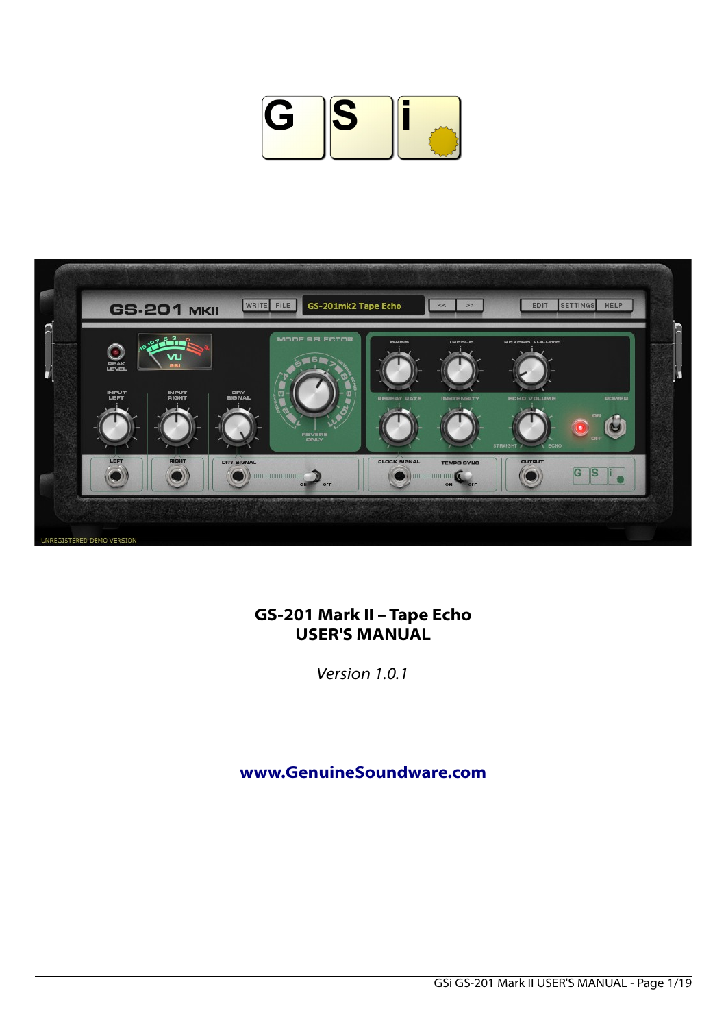# GS-201 Mark II – Tape Echo
# USER'S MANUAL

*Version 1.0.1*

**www.GenuineSoundware.com**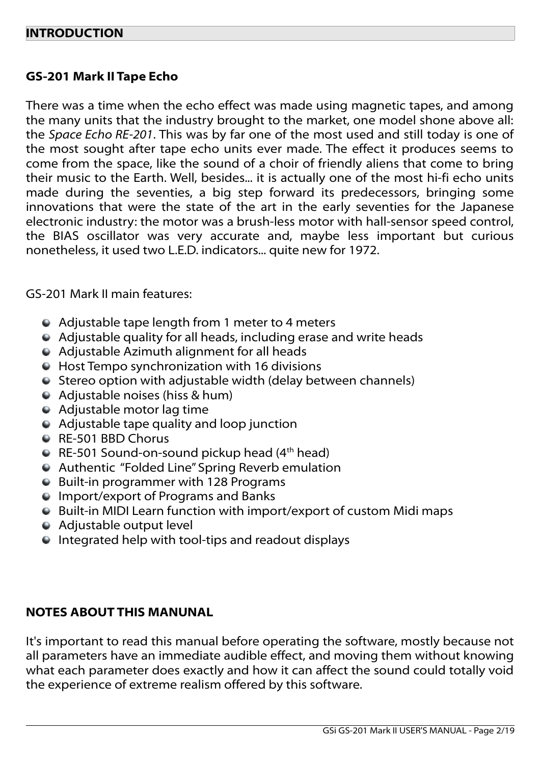# INTRODUCTION

## GS-201 Mark II Tape Echo

There was a time when the echo effect was made using magnetic tapes, and among the many units that the industry brought to the market, one model shone above all: the *Space Echo RE-201*. This was by far one of the most used and still today is one of the most sought after tape echo units ever made. The effect it produces seems to come from the space, like the sound of a choir of friendly aliens that come to bring their music to the Earth. Well, besides... it is actually one of the most hi-fi echo units made during the seventies, a big step forward its predecessors, bringing some innovations that were the state of the art in the early seventies for the Japanese electronic industry: the motor was a brush-less motor with hall-sensor speed control, the BIAS oscillator was very accurate and, maybe less important but curious nonetheless, it used two L.E.D. indicators... quite new for 1972.

GS-201 Mark II main features:

- Adjustable tape length from 1 meter to 4 meters
- Adjustable quality for all heads, including erase and write heads
- Adjustable Azimuth alignment for all heads
- Host Tempo synchronization with 16 divisions
- Stereo option with adjustable width (delay between channels)
- Adjustable noises (hiss & hum)
- Adjustable motor lag time
- Adjustable tape quality and loop junction
- RE-501 BBD Chorus
- RE-501 Sound-on-sound pickup head (4th head)
- Authentic "Folded Line" Spring Reverb emulation
- Built-in programmer with 128 Programs
- Import/export of Programs and Banks
- Built-in MIDI Learn function with import/export of custom Midi maps
- Adjustable output level
- Integrated help with tool-tips and readout displays

## NOTES ABOUT THIS MANUNAL

It's important to read this manual before operating the software, mostly because not all parameters have an immediate audible effect, and moving them without knowing what each parameter does exactly and how it can affect the sound could totally void the experience of extreme realism offered by this software.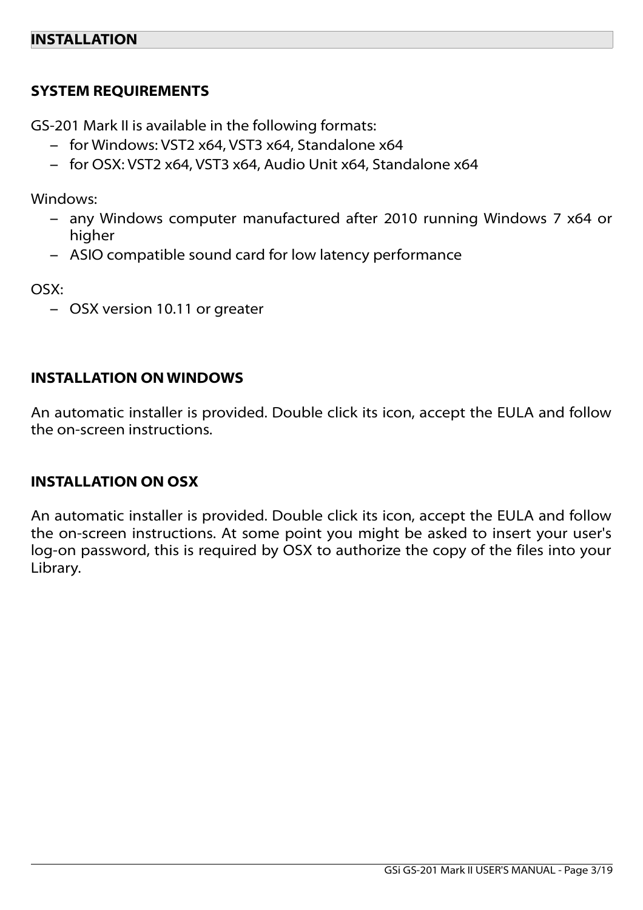# INSTALLATION

## SYSTEM REQUIREMENTS

GS-201 Mark II is available in the following formats:

- for Windows: VST2 x64, VST3 x64, Standalone x64
- for OSX: VST2 x64, VST3 x64, Audio Unit x64, Standalone x64

Windows:

- any Windows computer manufactured after 2010 running Windows 7 x64 or higher
- ASIO compatible sound card for low latency performance

OSX:

- OSX version 10.11 or greater

## INSTALLATION ON WINDOWS

An automatic installer is provided. Double click its icon, accept the EULA and follow the on-screen instructions.

## INSTALLATION ON OSX

An automatic installer is provided. Double click its icon, accept the EULA and follow the on-screen instructions. At some point you might be asked to insert your user's log-on password, this is required by OSX to authorize the copy of the files into your Library.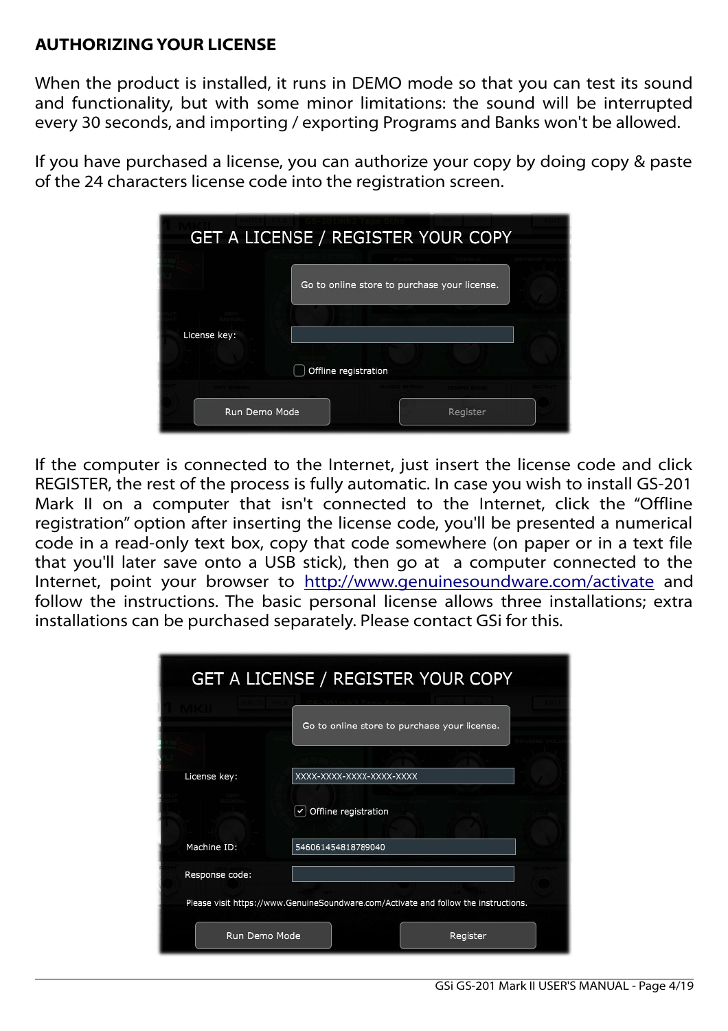## AUTHORIZING YOUR LICENSE

When the product is installed, it runs in DEMO mode so that you can test its sound and functionality, but with some minor limitations: the sound will be interrupted every 30 seconds, and importing / exporting Programs and Banks won't be allowed.

If you have purchased a license, you can authorize your copy by doing copy & paste of the 24 characters license code into the registration screen.

If the computer is connected to the Internet, just insert the license code and click REGISTER, the rest of the process is fully automatic. In case you wish to install GS-201 Mark II on a computer that isn't connected to the Internet, click the “Offline registration” option after inserting the license code, you'll be presented a numerical code in a read-only text box, copy that code somewhere (on paper or in a text file that you'll later save onto a USB stick), then go at a computer connected to the Internet, point your browser to http://www.genuinesoundware.com/activate and follow the instructions. The basic personal license allows three installations; extra installations can be purchased separately. Please contact GSi for this.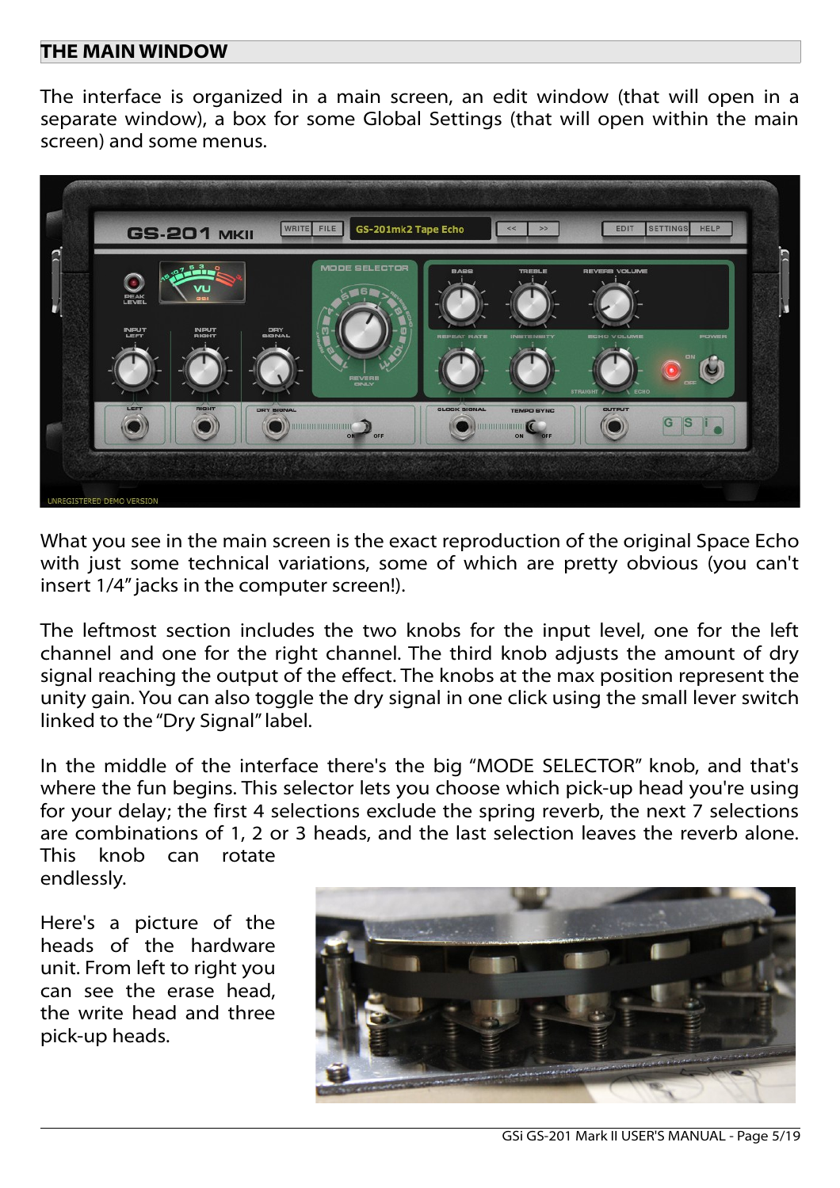## THE MAIN WINDOW

The interface is organized in a main screen, an edit window (that will open in a separate window), a box for some Global Settings (that will open within the main screen) and some menus.

What you see in the main screen is the exact reproduction of the original Space Echo with just some technical variations, some of which are pretty obvious (you can't insert 1/4" jacks in the computer screen!).

The leftmost section includes the two knobs for the input level, one for the left channel and one for the right channel. The third knob adjusts the amount of dry signal reaching the output of the effect. The knobs at the max position represent the unity gain. You can also toggle the dry signal in one click using the small lever switch linked to the "Dry Signal" label.

In the middle of the interface there's the big "MODE SELECTOR" knob, and that's where the fun begins. This selector lets you choose which pick-up head you're using for your delay; the first 4 selections exclude the spring reverb, the next 7 selections are combinations of 1, 2 or 3 heads, and the last selection leaves the reverb alone. This knob can rotate endlessly.

Here's a picture of the heads of the hardware unit. From left to right you can see the erase head, the write head and three pick-up heads.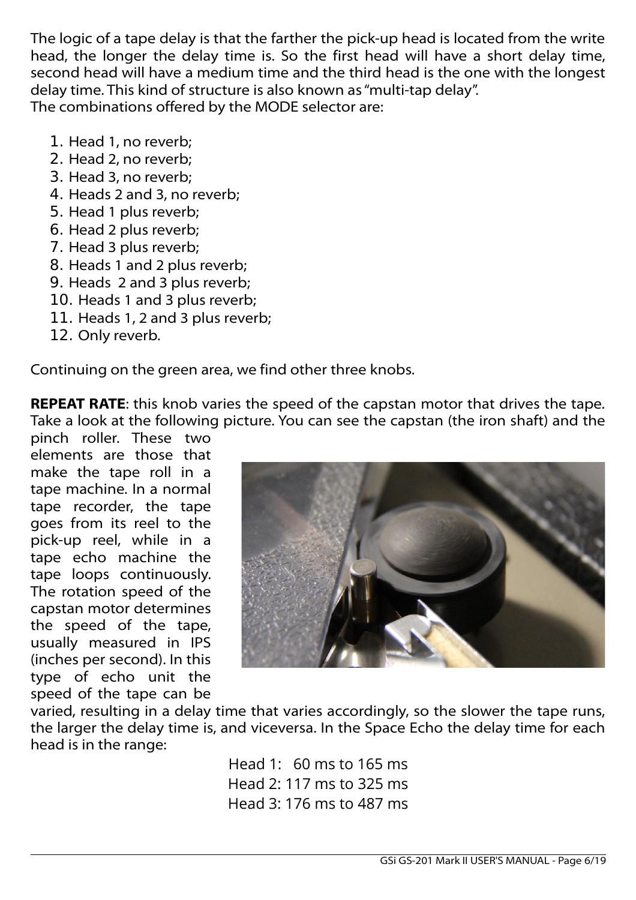The logic of a tape delay is that the farther the pick-up head is located from the write head, the longer the delay time is. So the first head will have a short delay time, second head will have a medium time and the third head is the one with the longest delay time. This kind of structure is also known as "multi-tap delay".
The combinations offered by the MODE selector are:

1. Head 1, no reverb;
2. Head 2, no reverb;
3. Head 3, no reverb;
4. Heads 2 and 3, no reverb;
5. Head 1 plus reverb;
6. Head 2 plus reverb;
7. Head 3 plus reverb;
8. Heads 1 and 2 plus reverb;
9. Heads 2 and 3 plus reverb;
10. Heads 1 and 3 plus reverb;
11. Heads 1, 2 and 3 plus reverb;
12. Only reverb.

Continuing on the green area, we find other three knobs.

**REPEAT RATE**: this knob varies the speed of the capstan motor that drives the tape. Take a look at the following picture. You can see the capstan (the iron shaft) and the pinch roller. These two elements are those that make the tape roll in a tape machine. In a normal tape recorder, the tape goes from its reel to the pick-up reel, while in a tape echo machine the tape loops continuously. The rotation speed of the capstan motor determines the speed of the tape, usually measured in IPS (inches per second). In this type of echo unit the speed of the tape can be varied, resulting in a delay time that varies accordingly, so the slower the tape runs, the larger the delay time is, and viceversa. In the Space Echo the delay time for each head is in the range:

Head 1: 60 ms to 165 ms
Head 2: 117 ms to 325 ms
Head 3: 176 ms to 487 ms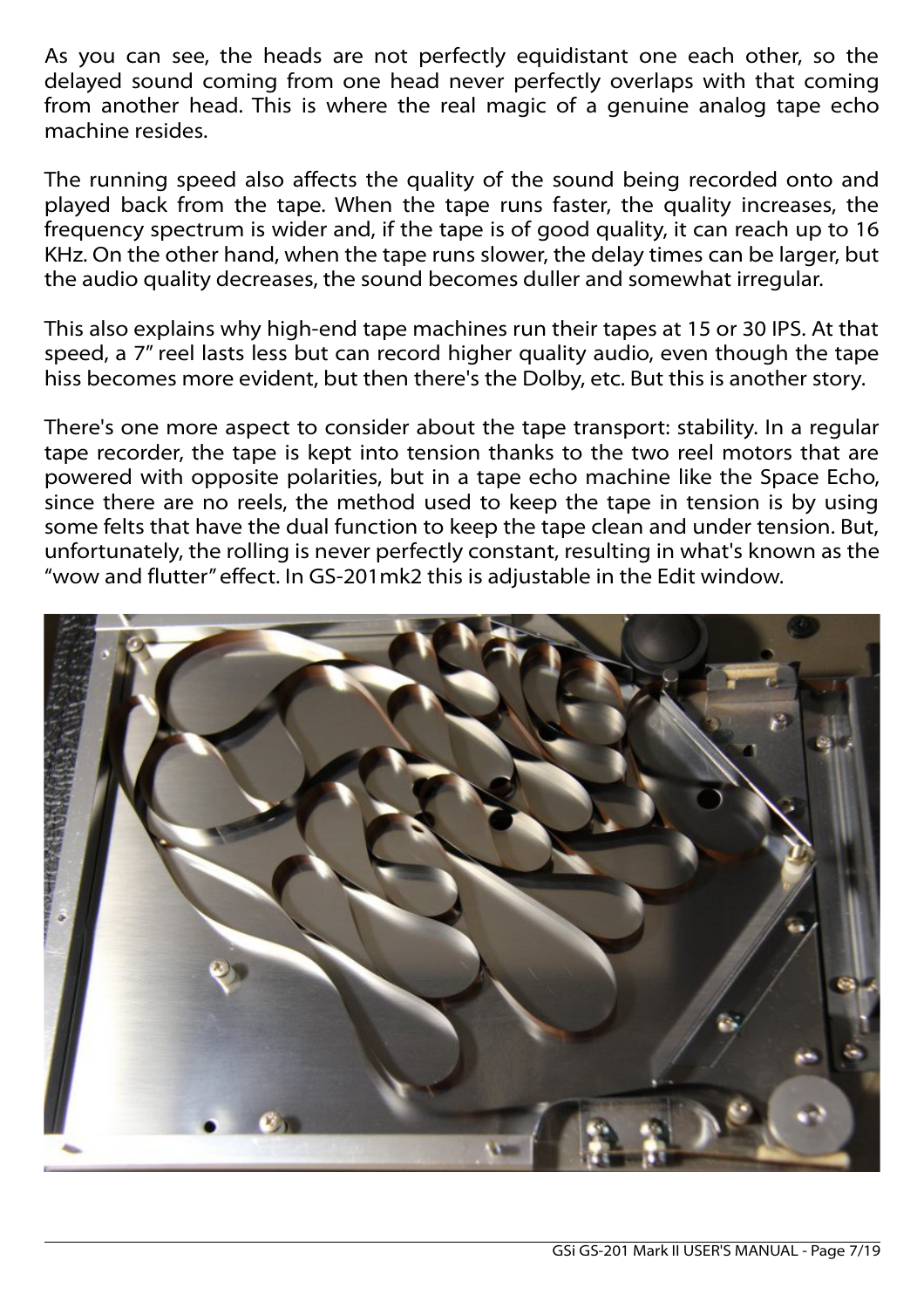As you can see, the heads are not perfectly equidistant one each other, so the delayed sound coming from one head never perfectly overlaps with that coming from another head. This is where the real magic of a genuine analog tape echo machine resides.

The running speed also affects the quality of the sound being recorded onto and played back from the tape. When the tape runs faster, the quality increases, the frequency spectrum is wider and, if the tape is of good quality, it can reach up to 16 KHz. On the other hand, when the tape runs slower, the delay times can be larger, but the audio quality decreases, the sound becomes duller and somewhat irregular.

This also explains why high-end tape machines run their tapes at 15 or 30 IPS. At that speed, a 7" reel lasts less but can record higher quality audio, even though the tape hiss becomes more evident, but then there's the Dolby, etc. But this is another story.

There's one more aspect to consider about the tape transport: stability. In a regular tape recorder, the tape is kept into tension thanks to the two reel motors that are powered with opposite polarities, but in a tape echo machine like the Space Echo, since there are no reels, the method used to keep the tape in tension is by using some felts that have the dual function to keep the tape clean and under tension. But, unfortunately, the rolling is never perfectly constant, resulting in what's known as the "wow and flutter" effect. In GS-201mk2 this is adjustable in the Edit window.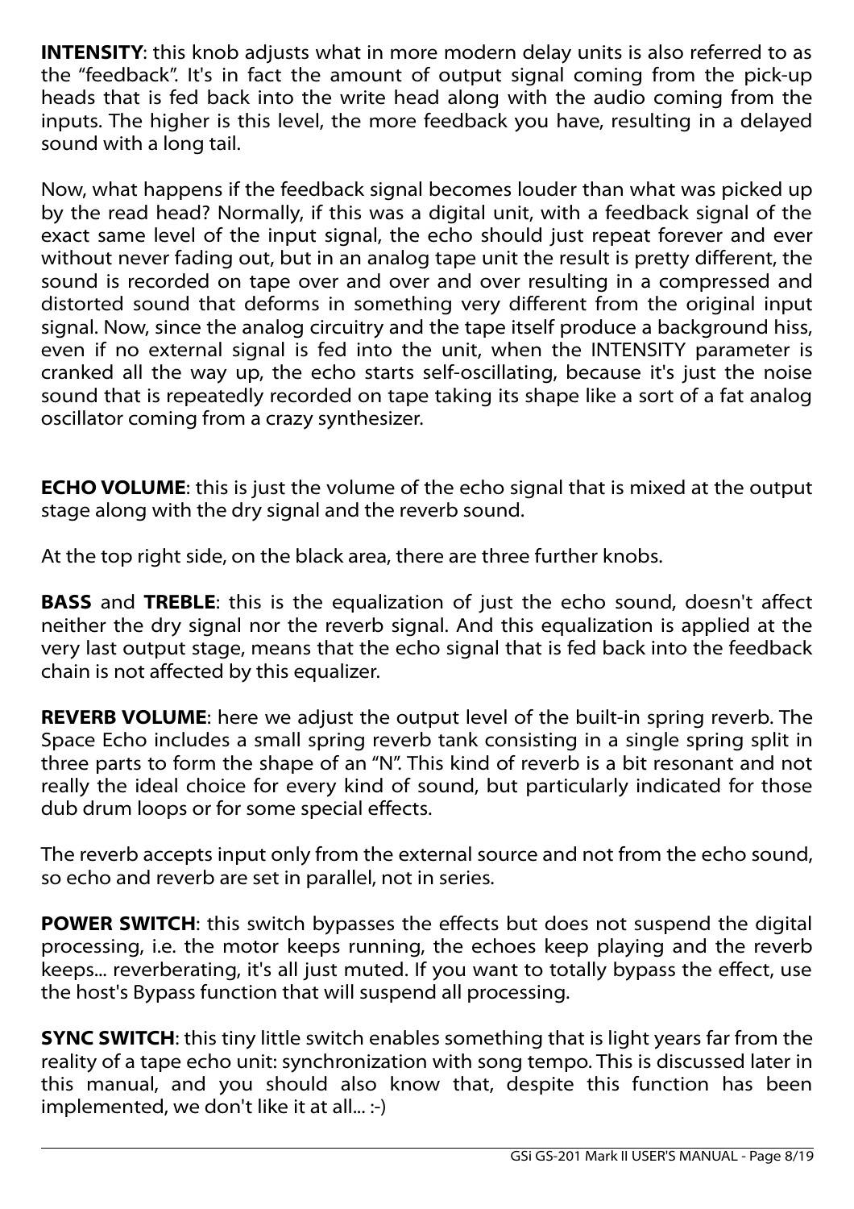**INTENSITY**: this knob adjusts what in more modern delay units is also referred to as the “feedback”. It's in fact the amount of output signal coming from the pick-up heads that is fed back into the write head along with the audio coming from the inputs. The higher is this level, the more feedback you have, resulting in a delayed sound with a long tail.

Now, what happens if the feedback signal becomes louder than what was picked up by the read head? Normally, if this was a digital unit, with a feedback signal of the exact same level of the input signal, the echo should just repeat forever and ever without never fading out, but in an analog tape unit the result is pretty different, the sound is recorded on tape over and over and over resulting in a compressed and distorted sound that deforms in something very different from the original input signal. Now, since the analog circuitry and the tape itself produce a background hiss, even if no external signal is fed into the unit, when the INTENSITY parameter is cranked all the way up, the echo starts self-oscillating, because it's just the noise sound that is repeatedly recorded on tape taking its shape like a sort of a fat analog oscillator coming from a crazy synthesizer.

**ECHO VOLUME**: this is just the volume of the echo signal that is mixed at the output stage along with the dry signal and the reverb sound.

At the top right side, on the black area, there are three further knobs.

**BASS** and **TREBLE**: this is the equalization of just the echo sound, doesn't affect neither the dry signal nor the reverb signal. And this equalization is applied at the very last output stage, means that the echo signal that is fed back into the feedback chain is not affected by this equalizer.

**REVERB VOLUME**: here we adjust the output level of the built-in spring reverb. The Space Echo includes a small spring reverb tank consisting in a single spring split in three parts to form the shape of an “N”. This kind of reverb is a bit resonant and not really the ideal choice for every kind of sound, but particularly indicated for those dub drum loops or for some special effects.

The reverb accepts input only from the external source and not from the echo sound, so echo and reverb are set in parallel, not in series.

**POWER SWITCH**: this switch bypasses the effects but does not suspend the digital processing, i.e. the motor keeps running, the echoes keep playing and the reverb keeps... reverberating, it's all just muted. If you want to totally bypass the effect, use the host's Bypass function that will suspend all processing.

**SYNC SWITCH**: this tiny little switch enables something that is light years far from the reality of a tape echo unit: synchronization with song tempo. This is discussed later in this manual, and you should also know that, despite this function has been implemented, we don't like it at all... :-)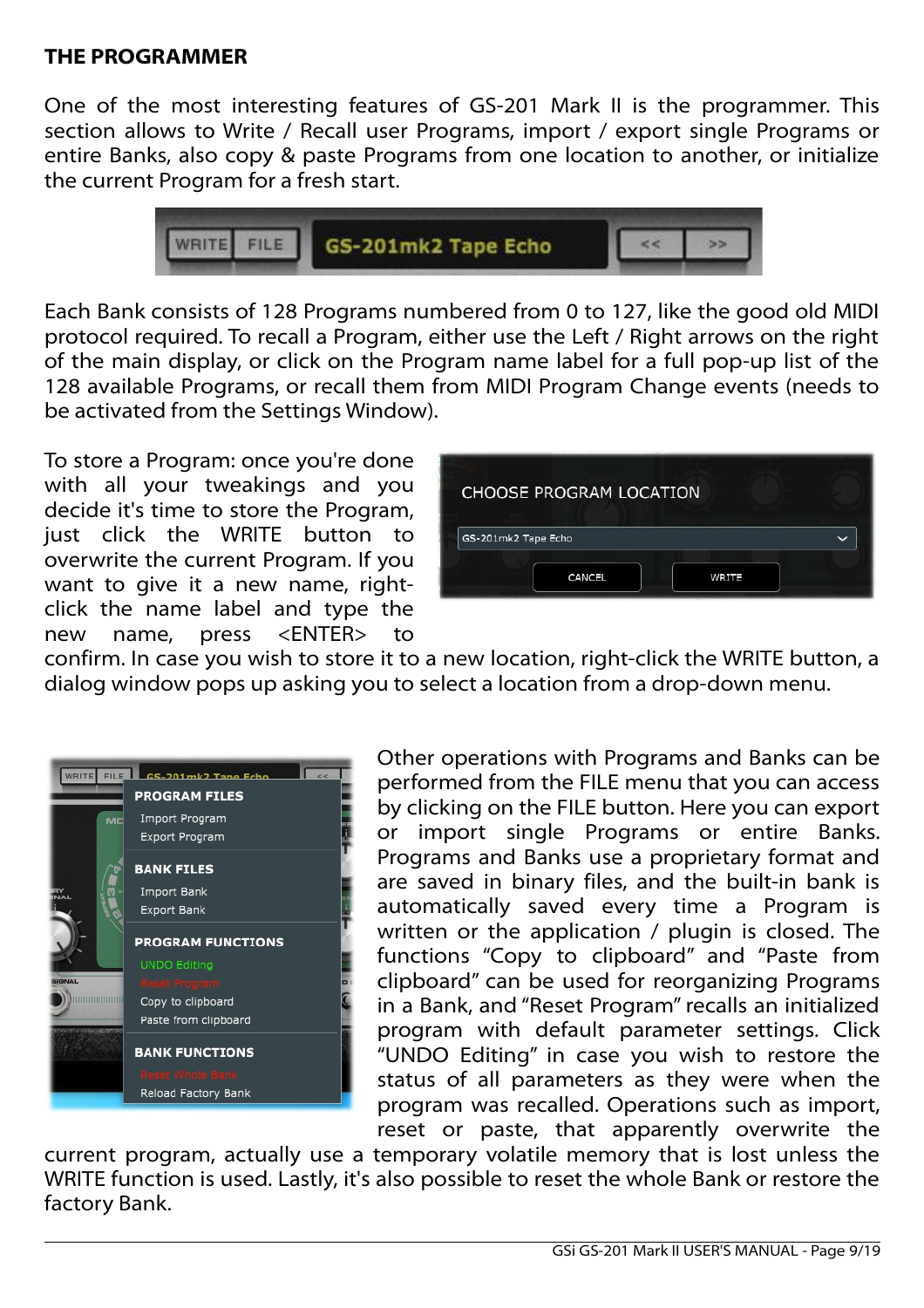## THE PROGRAMMER

One of the most interesting features of GS-201 Mark II is the programmer. This section allows to Write / Recall user Programs, import / export single Programs or entire Banks, also copy & paste Programs from one location to another, or initialize the current Program for a fresh start.

Each Bank consists of 128 Programs numbered from 0 to 127, like the good old MIDI protocol required. To recall a Program, either use the Left / Right arrows on the right of the main display, or click on the Program name label for a full pop-up list of the 128 available Programs, or recall them from MIDI Program Change events (needs to be activated from the Settings Window).

To store a Program: once you're done with all your tweakings and you decide it's time to store the Program, just click the WRITE button to overwrite the current Program. If you want to give it a new name, right-click the name label and type the new name, press <ENTER> to confirm. In case you wish to store it to a new location, right-click the WRITE button, a dialog window pops up asking you to select a location from a drop-down menu.

Other operations with Programs and Banks can be performed from the FILE menu that you can access by clicking on the FILE button. Here you can export or import single Programs or entire Banks. Programs and Banks use a proprietary format and are saved in binary files, and the built-in bank is automatically saved every time a Program is written or the application / plugin is closed. The functions “Copy to clipboard” and “Paste from clipboard” can be used for reorganizing Programs in a Bank, and “Reset Program” recalls an initialized program with default parameter settings. Click “UNDO Editing” in case you wish to restore the status of all parameters as they were when the program was recalled. Operations such as import, reset or paste, that apparently overwrite the current program, actually use a temporary volatile memory that is lost unless the WRITE function is used. Lastly, it's also possible to reset the whole Bank or restore the factory Bank.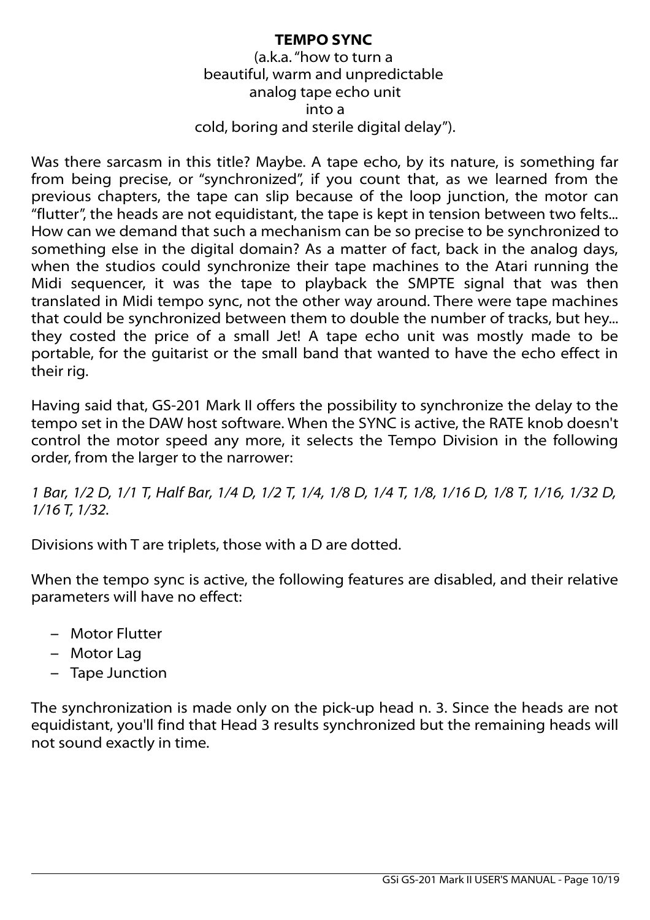## TEMPO SYNC

(a.k.a. "how to turn a
beautiful, warm and unpredictable
analog tape echo unit
into a
cold, boring and sterile digital delay").

Was there sarcasm in this title? Maybe. A tape echo, by its nature, is something far from being precise, or "synchronized", if you count that, as we learned from the previous chapters, the tape can slip because of the loop junction, the motor can "flutter", the heads are not equidistant, the tape is kept in tension between two felts... How can we demand that such a mechanism can be so precise to be synchronized to something else in the digital domain? As a matter of fact, back in the analog days, when the studios could synchronize their tape machines to the Atari running the Midi sequencer, it was the tape to playback the SMPTE signal that was then translated in Midi tempo sync, not the other way around. There were tape machines that could be synchronized between them to double the number of tracks, but hey... they costed the price of a small Jet! A tape echo unit was mostly made to be portable, for the guitarist or the small band that wanted to have the echo effect in their rig.

Having said that, GS-201 Mark II offers the possibility to synchronize the delay to the tempo set in the DAW host software. When the SYNC is active, the RATE knob doesn't control the motor speed any more, it selects the Tempo Division in the following order, from the larger to the narrower:

*1 Bar, 1/2 D, 1/1 T, Half Bar, 1/4 D, 1/2 T, 1/4, 1/8 D, 1/4 T, 1/8, 1/16 D, 1/8 T, 1/16, 1/32 D, 1/16 T, 1/32.*

Divisions with T are triplets, those with a D are dotted.

When the tempo sync is active, the following features are disabled, and their relative parameters will have no effect:

- Motor Flutter
- Motor Lag
- Tape Junction

The synchronization is made only on the pick-up head n. 3. Since the heads are not equidistant, you'll find that Head 3 results synchronized but the remaining heads will not sound exactly in time.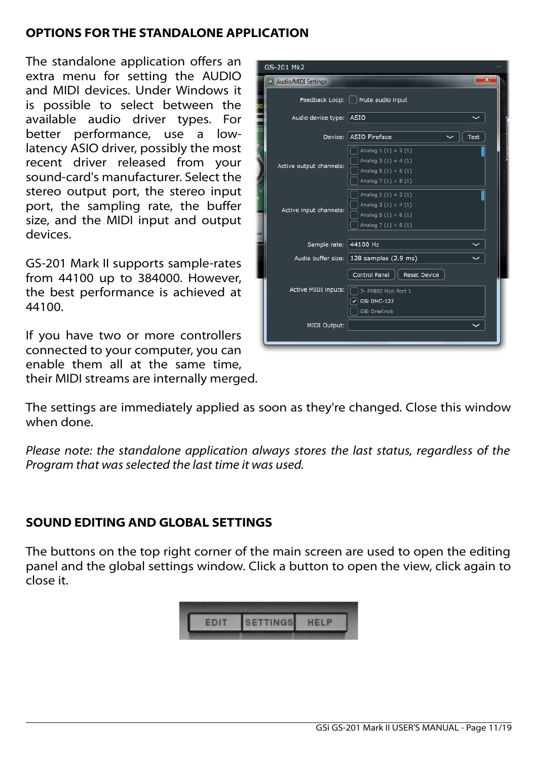## OPTIONS FOR THE STANDALONE APPLICATION

The standalone application offers an extra menu for setting the AUDIO and MIDI devices. Under Windows it is possible to select between the available audio driver types. For better performance, use a low-latency ASIO driver, possibly the most recent driver released from your sound-card's manufacturer. Select the stereo output port, the stereo input port, the sampling rate, the buffer size, and the MIDI input and output devices.

GS-201 Mark II supports sample-rates from 44100 up to 384000. However, the best performance is achieved at 44100.

If you have two or more controllers connected to your computer, you can enable them all at the same time, their MIDI streams are internally merged.

The settings are immediately applied as soon as they're changed. Close this window when done.

*Please note: the standalone application always stores the last status, regardless of the Program that was selected the last time it was used.*

## SOUND EDITING AND GLOBAL SETTINGS

The buttons on the top right corner of the main screen are used to open the editing panel and the global settings window. Click a button to open the view, click again to close it.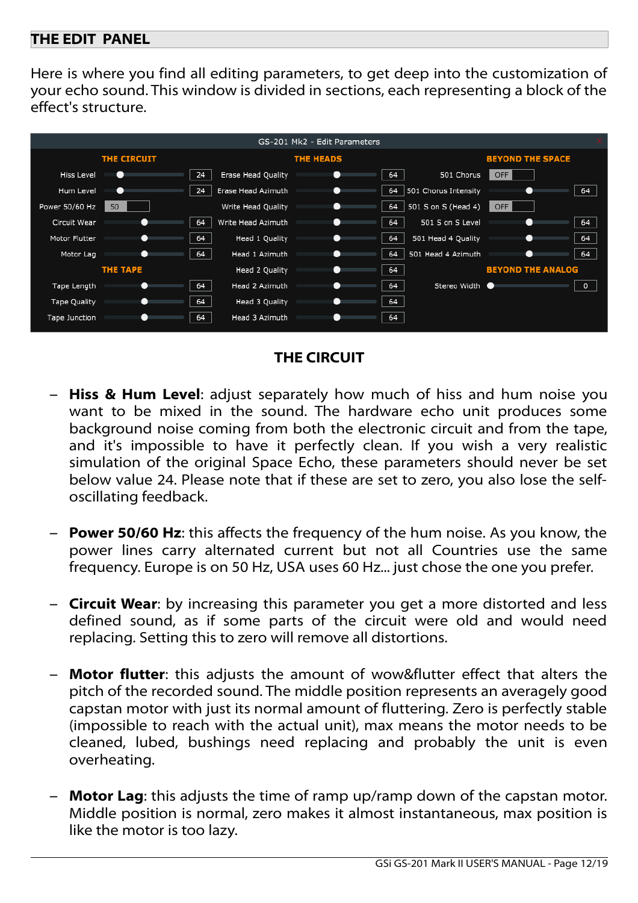# THE EDIT PANEL

Here is where you find all editing parameters, to get deep into the customization of your echo sound. This window is divided in sections, each representing a block of the effect's structure.

## THE CIRCUIT

- **Hiss & Hum Level**: adjust separately how much of hiss and hum noise you want to be mixed in the sound. The hardware echo unit produces some background noise coming from both the electronic circuit and from the tape, and it's impossible to have it perfectly clean. If you wish a very realistic simulation of the original Space Echo, these parameters should never be set below value 24. Please note that if these are set to zero, you also lose the self-oscillating feedback.

- **Power 50/60 Hz**: this affects the frequency of the hum noise. As you know, the power lines carry alternated current but not all Countries use the same frequency. Europe is on 50 Hz, USA uses 60 Hz... just chose the one you prefer.

- **Circuit Wear**: by increasing this parameter you get a more distorted and less defined sound, as if some parts of the circuit were old and would need replacing. Setting this to zero will remove all distortions.

- **Motor flutter**: this adjusts the amount of wow&flutter effect that alters the pitch of the recorded sound. The middle position represents an averagely good capstan motor with just its normal amount of fluttering. Zero is perfectly stable (impossible to reach with the actual unit), max means the motor needs to be cleaned, lubed, bushings need replacing and probably the unit is even overheating.

- **Motor Lag**: this adjusts the time of ramp up/ramp down of the capstan motor. Middle position is normal, zero makes it almost instantaneous, max position is like the motor is too lazy.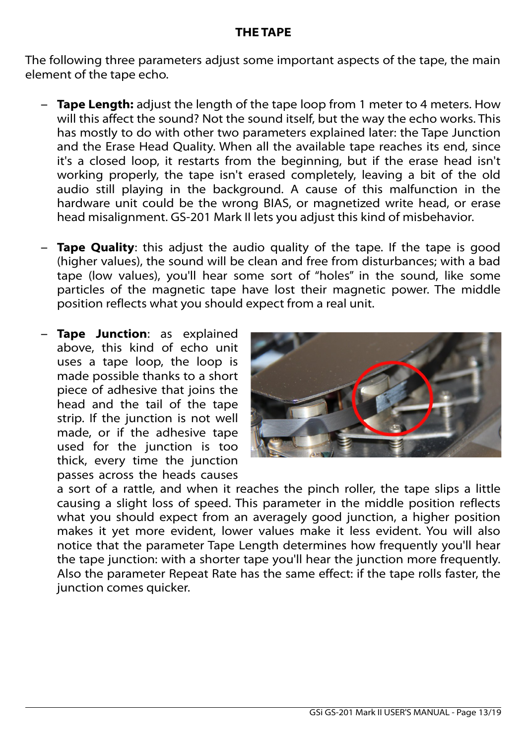## THE TAPE

The following three parameters adjust some important aspects of the tape, the main element of the tape echo.

- **Tape Length:** adjust the length of the tape loop from 1 meter to 4 meters. How will this affect the sound? Not the sound itself, but the way the echo works. This has mostly to do with other two parameters explained later: the Tape Junction and the Erase Head Quality. When all the available tape reaches its end, since it's a closed loop, it restarts from the beginning, but if the erase head isn't working properly, the tape isn't erased completely, leaving a bit of the old audio still playing in the background. A cause of this malfunction in the hardware unit could be the wrong BIAS, or magnetized write head, or erase head misalignment. GS-201 Mark II lets you adjust this kind of misbehavior.

- **Tape Quality**: this adjust the audio quality of the tape. If the tape is good (higher values), the sound will be clean and free from disturbances; with a bad tape (low values), you'll hear some sort of "holes" in the sound, like some particles of the magnetic tape have lost their magnetic power. The middle position reflects what you should expect from a real unit.

- **Tape Junction**: as explained above, this kind of echo unit uses a tape loop, the loop is made possible thanks to a short piece of adhesive that joins the head and the tail of the tape strip. If the junction is not well made, or if the adhesive tape used for the junction is too thick, every time the junction passes across the heads causes a sort of a rattle, and when it reaches the pinch roller, the tape slips a little causing a slight loss of speed. This parameter in the middle position reflects what you should expect from an averagely good junction, a higher position makes it yet more evident, lower values make it less evident. You will also notice that the parameter Tape Length determines how frequently you'll hear the tape junction: with a shorter tape you'll hear the junction more frequently. Also the parameter Repeat Rate has the same effect: if the tape rolls faster, the junction comes quicker.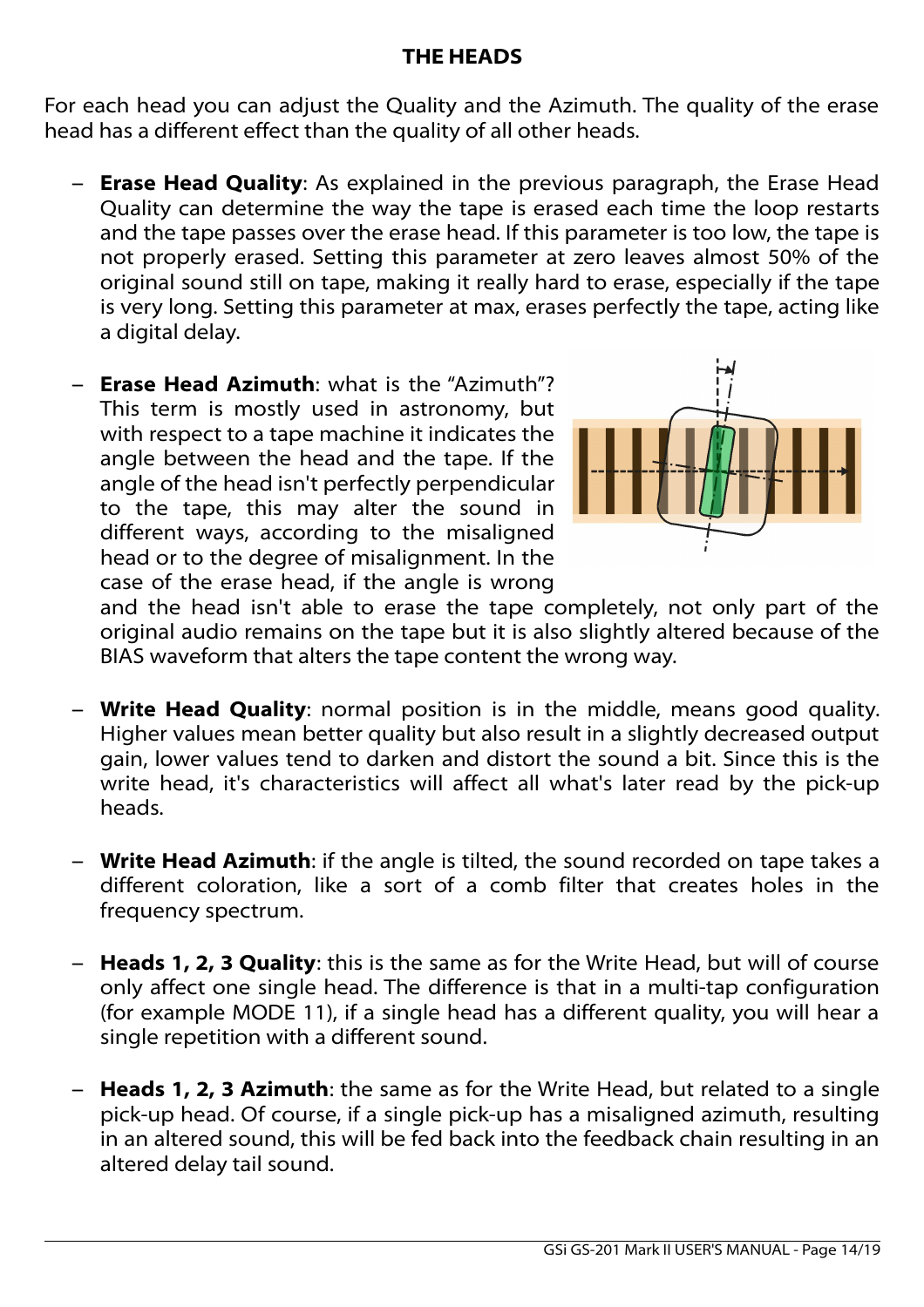## THE HEADS

For each head you can adjust the Quality and the Azimuth. The quality of the erase head has a different effect than the quality of all other heads.

- **Erase Head Quality**: As explained in the previous paragraph, the Erase Head Quality can determine the way the tape is erased each time the loop restarts and the tape passes over the erase head. If this parameter is too low, the tape is not properly erased. Setting this parameter at zero leaves almost 50% of the original sound still on tape, making it really hard to erase, especially if the tape is very long. Setting this parameter at max, erases perfectly the tape, acting like a digital delay.

- **Erase Head Azimuth**: what is the "Azimuth"? This term is mostly used in astronomy, but with respect to a tape machine it indicates the angle between the head and the tape. If the angle of the head isn't perfectly perpendicular to the tape, this may alter the sound in different ways, according to the misaligned head or to the degree of misalignment. In the case of the erase head, if the angle is wrong and the head isn't able to erase the tape completely, not only part of the original audio remains on the tape but it is also slightly altered because of the BIAS waveform that alters the tape content the wrong way.

- **Write Head Quality**: normal position is in the middle, means good quality. Higher values mean better quality but also result in a slightly decreased output gain, lower values tend to darken and distort the sound a bit. Since this is the write head, it's characteristics will affect all what's later read by the pick-up heads.

- **Write Head Azimuth**: if the angle is tilted, the sound recorded on tape takes a different coloration, like a sort of a comb filter that creates holes in the frequency spectrum.

- **Heads 1, 2, 3 Quality**: this is the same as for the Write Head, but will of course only affect one single head. The difference is that in a multi-tap configuration (for example MODE 11), if a single head has a different quality, you will hear a single repetition with a different sound.

- **Heads 1, 2, 3 Azimuth**: the same as for the Write Head, but related to a single pick-up head. Of course, if a single pick-up has a misaligned azimuth, resulting in an altered sound, this will be fed back into the feedback chain resulting in an altered delay tail sound.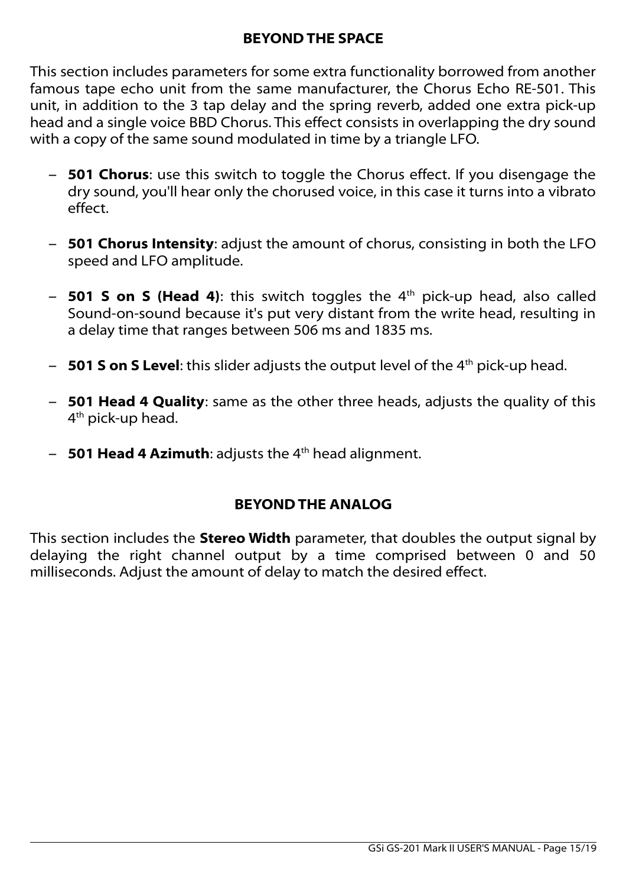## BEYOND THE SPACE

This section includes parameters for some extra functionality borrowed from another famous tape echo unit from the same manufacturer, the Chorus Echo RE-501. This unit, in addition to the 3 tap delay and the spring reverb, added one extra pick-up head and a single voice BBD Chorus. This effect consists in overlapping the dry sound with a copy of the same sound modulated in time by a triangle LFO.

- **501 Chorus**: use this switch to toggle the Chorus effect. If you disengage the dry sound, you'll hear only the chorused voice, in this case it turns into a vibrato effect.
- **501 Chorus Intensity**: adjust the amount of chorus, consisting in both the LFO speed and LFO amplitude.
- **501 S on S (Head 4)**: this switch toggles the 4th pick-up head, also called Sound-on-sound because it's put very distant from the write head, resulting in a delay time that ranges between 506 ms and 1835 ms.
- **501 S on S Level**: this slider adjusts the output level of the 4th pick-up head.
- **501 Head 4 Quality**: same as the other three heads, adjusts the quality of this 4th pick-up head.
- **501 Head 4 Azimuth**: adjusts the 4th head alignment.

## BEYOND THE ANALOG

This section includes the **Stereo Width** parameter, that doubles the output signal by delaying the right channel output by a time comprised between 0 and 50 milliseconds. Adjust the amount of delay to match the desired effect.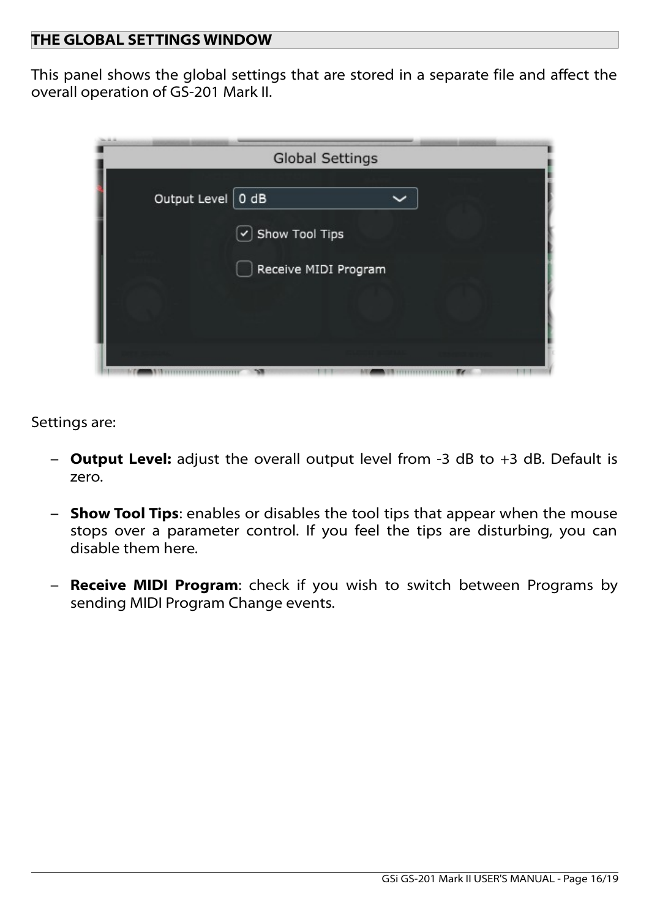## THE GLOBAL SETTINGS WINDOW

This panel shows the global settings that are stored in a separate file and affect the overall operation of GS-201 Mark II.

Settings are:

- **Output Level:** adjust the overall output level from -3 dB to +3 dB. Default is zero.
- **Show Tool Tips**: enables or disables the tool tips that appear when the mouse stops over a parameter control. If you feel the tips are disturbing, you can disable them here.
- **Receive MIDI Program**: check if you wish to switch between Programs by sending MIDI Program Change events.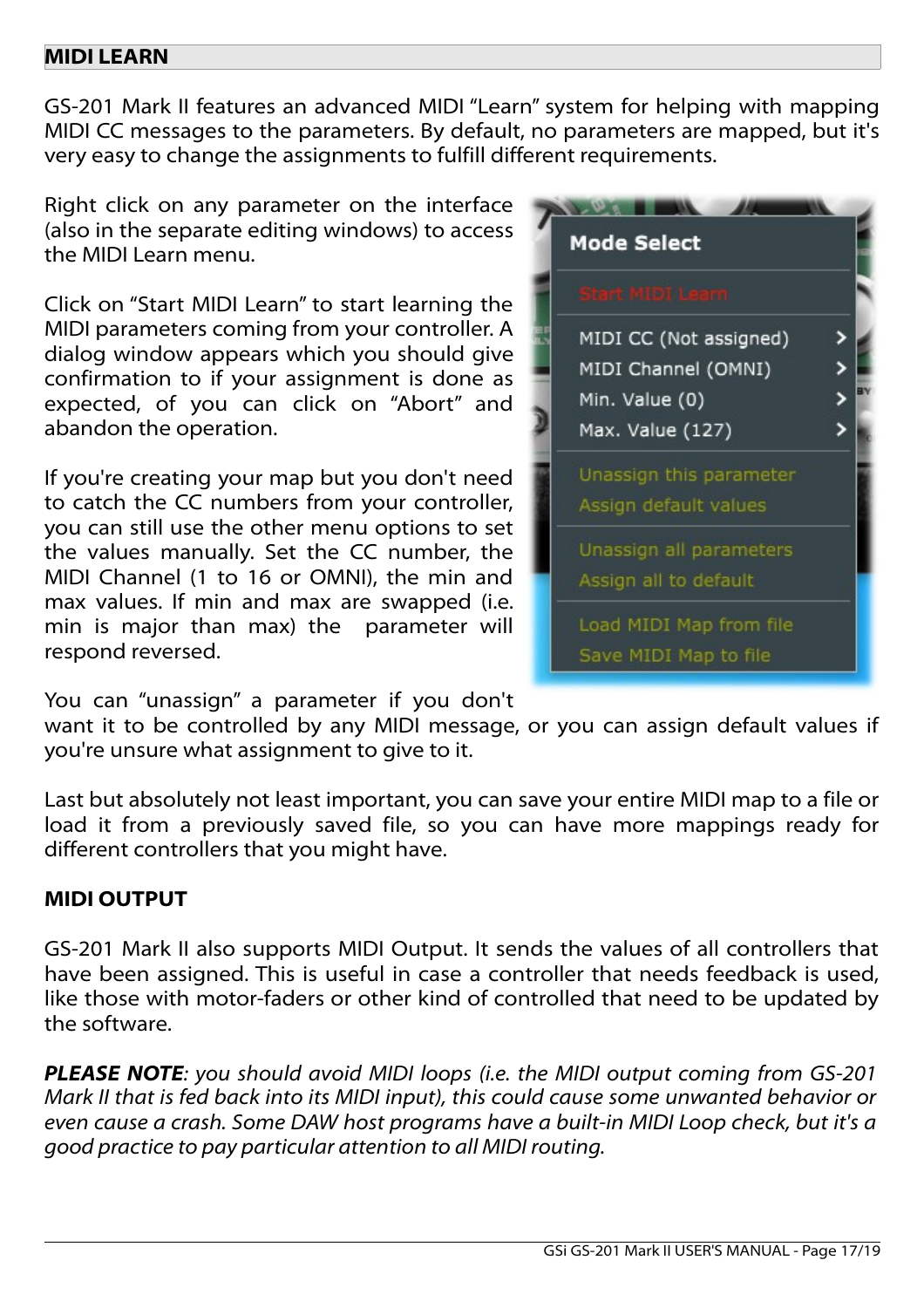## MIDI LEARN

GS-201 Mark II features an advanced MIDI "Learn" system for helping with mapping MIDI CC messages to the parameters. By default, no parameters are mapped, but it's very easy to change the assignments to fulfill different requirements.

Right click on any parameter on the interface (also in the separate editing windows) to access the MIDI Learn menu.

Click on "Start MIDI Learn" to start learning the MIDI parameters coming from your controller. A dialog window appears which you should give confirmation to if your assignment is done as expected, of you can click on "Abort" and abandon the operation.

If you're creating your map but you don't need to catch the CC numbers from your controller, you can still use the other menu options to set the values manually. Set the CC number, the MIDI Channel (1 to 16 or OMNI), the min and max values. If min and max are swapped (i.e. min is major than max) the parameter will respond reversed.

You can "unassign" a parameter if you don't want it to be controlled by any MIDI message, or you can assign default values if you're unsure what assignment to give to it.

Last but absolutely not least important, you can save your entire MIDI map to a file or load it from a previously saved file, so you can have more mappings ready for different controllers that you might have.

## MIDI OUTPUT

GS-201 Mark II also supports MIDI Output. It sends the values of all controllers that have been assigned. This is useful in case a controller that needs feedback is used, like those with motor-faders or other kind of controlled that need to be updated by the software.

***PLEASE NOTE****: you should avoid MIDI loops (i.e. the MIDI output coming from GS-201 Mark II that is fed back into its MIDI input), this could cause some unwanted behavior or even cause a crash. Some DAW host programs have a built-in MIDI Loop check, but it's a good practice to pay particular attention to all MIDI routing.*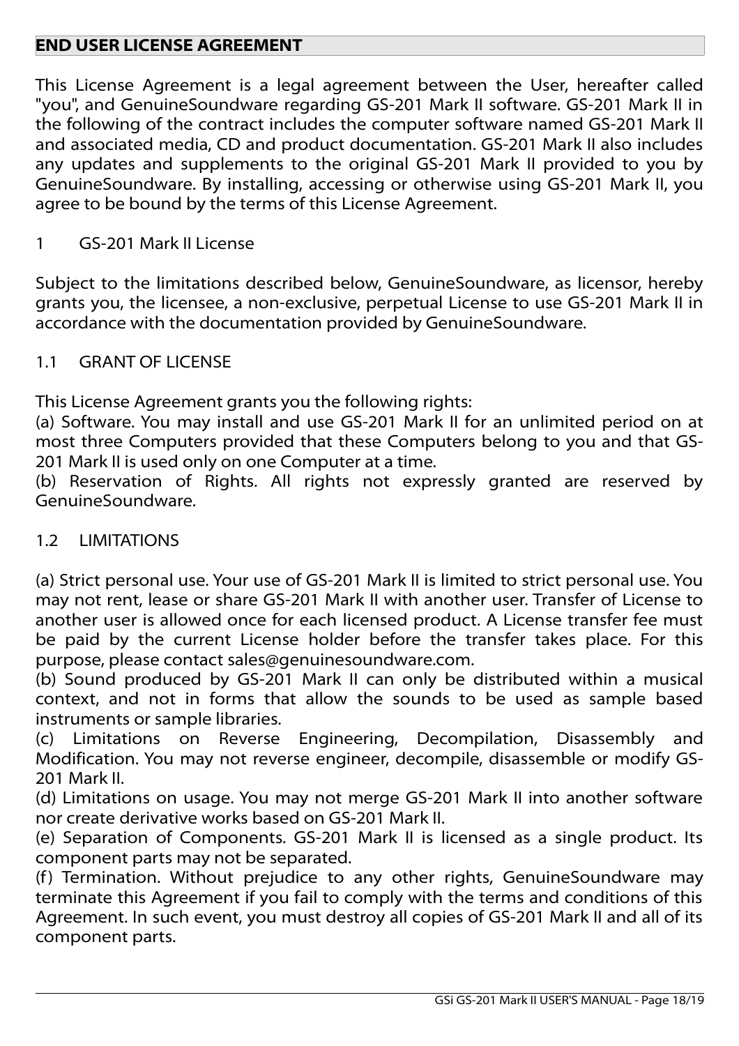## END USER LICENSE AGREEMENT

This License Agreement is a legal agreement between the User, hereafter called "you", and GenuineSoundware regarding GS-201 Mark II software. GS-201 Mark II in the following of the contract includes the computer software named GS-201 Mark II and associated media, CD and product documentation. GS-201 Mark II also includes any updates and supplements to the original GS-201 Mark II provided to you by GenuineSoundware. By installing, accessing or otherwise using GS-201 Mark II, you agree to be bound by the terms of this License Agreement.

### 1 GS-201 Mark II License

Subject to the limitations described below, GenuineSoundware, as licensor, hereby grants you, the licensee, a non-exclusive, perpetual License to use GS-201 Mark II in accordance with the documentation provided by GenuineSoundware.

### 1.1 GRANT OF LICENSE

This License Agreement grants you the following rights:

(a) Software. You may install and use GS-201 Mark II for an unlimited period on at most three Computers provided that these Computers belong to you and that GS-201 Mark II is used only on one Computer at a time.

(b) Reservation of Rights. All rights not expressly granted are reserved by GenuineSoundware.

### 1.2 LIMITATIONS

(a) Strict personal use. Your use of GS-201 Mark II is limited to strict personal use. You may not rent, lease or share GS-201 Mark II with another user. Transfer of License to another user is allowed once for each licensed product. A License transfer fee must be paid by the current License holder before the transfer takes place. For this purpose, please contact sales@genuinesoundware.com.

(b) Sound produced by GS-201 Mark II can only be distributed within a musical context, and not in forms that allow the sounds to be used as sample based instruments or sample libraries.

(c) Limitations on Reverse Engineering, Decompilation, Disassembly and Modification. You may not reverse engineer, decompile, disassemble or modify GS-201 Mark II.

(d) Limitations on usage. You may not merge GS-201 Mark II into another software nor create derivative works based on GS-201 Mark II.

(e) Separation of Components. GS-201 Mark II is licensed as a single product. Its component parts may not be separated.

(f) Termination. Without prejudice to any other rights, GenuineSoundware may terminate this Agreement if you fail to comply with the terms and conditions of this Agreement. In such event, you must destroy all copies of GS-201 Mark II and all of its component parts.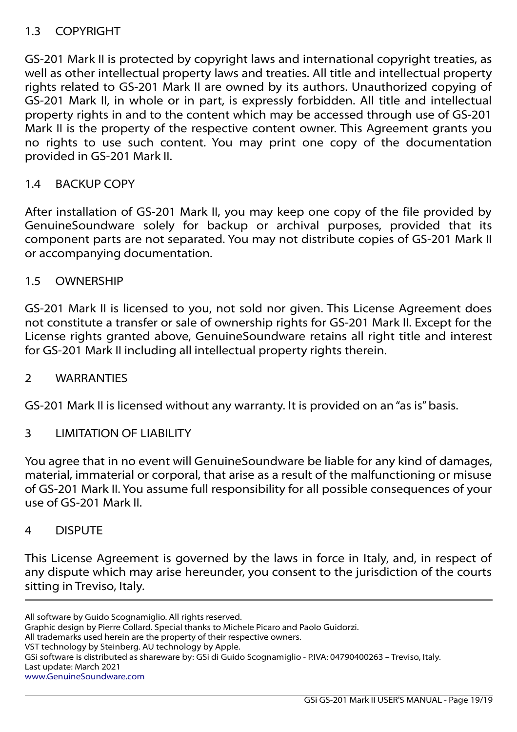## 1.3 COPYRIGHT

GS-201 Mark II is protected by copyright laws and international copyright treaties, as well as other intellectual property laws and treaties. All title and intellectual property rights related to GS-201 Mark II are owned by its authors. Unauthorized copying of GS-201 Mark II, in whole or in part, is expressly forbidden. All title and intellectual property rights in and to the content which may be accessed through use of GS-201 Mark II is the property of the respective content owner. This Agreement grants you no rights to use such content. You may print one copy of the documentation provided in GS-201 Mark II.

## 1.4 BACKUP COPY

After installation of GS-201 Mark II, you may keep one copy of the file provided by GenuineSoundware solely for backup or archival purposes, provided that its component parts are not separated. You may not distribute copies of GS-201 Mark II or accompanying documentation.

## 1.5 OWNERSHIP

GS-201 Mark II is licensed to you, not sold nor given. This License Agreement does not constitute a transfer or sale of ownership rights for GS-201 Mark II. Except for the License rights granted above, GenuineSoundware retains all right title and interest for GS-201 Mark II including all intellectual property rights therein.

# 2 WARRANTIES

GS-201 Mark II is licensed without any warranty. It is provided on an "as is" basis.

# 3 LIMITATION OF LIABILITY

You agree that in no event will GenuineSoundware be liable for any kind of damages, material, immaterial or corporal, that arise as a result of the malfunctioning or misuse of GS-201 Mark II. You assume full responsibility for all possible consequences of your use of GS-201 Mark II.

# 4 DISPUTE

This License Agreement is governed by the laws in force in Italy, and, in respect of any dispute which may arise hereunder, you consent to the jurisdiction of the courts sitting in Treviso, Italy.

---

All software by Guido Scognamiglio. All rights reserved.
Graphic design by Pierre Collard. Special thanks to Michele Picaro and Paolo Guidorzi.
All trademarks used herein are the property of their respective owners.
VST technology by Steinberg. AU technology by Apple.
GSi software is distributed as shareware by: GSi di Guido Scognamiglio - P.IVA: 04790400263 – Treviso, Italy.
Last update: March 2021
www.GenuineSoundware.com